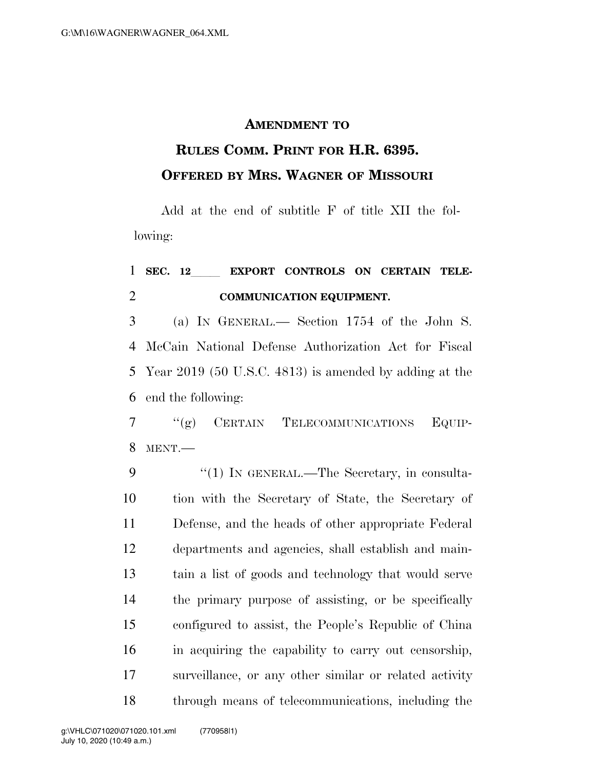**AMENDMENT TO**

**RULES COMM. PRINT FOR H.R. 6395.**

**OFFERED BY MRS. WAGNER OF MISSOURI**

Add at the end of subtitle F of title XII the following:

**SEC. 12\_\_\_\_\_ EXPORT CONTROLS ON CERTAIN TELECOMMUNICATION EQUIPMENT.**

(a) IN GENERAL.— Section 1754 of the John S. McCain National Defense Authorization Act for Fiscal Year 2019 (50 U.S.C. 4813) is amended by adding at the end the following:

"(g) CERTAIN TELECOMMUNICATIONS EQUIPMENT.—

"(1) IN GENERAL.—The Secretary, in consultation with the Secretary of State, the Secretary of Defense, and the heads of other appropriate Federal departments and agencies, shall establish and maintain a list of goods and technology that would serve the primary purpose of assisting, or be specifically configured to assist, the People's Republic of China in acquiring the capability to carry out censorship, surveillance, or any other similar or related activity through means of telecommunications, including the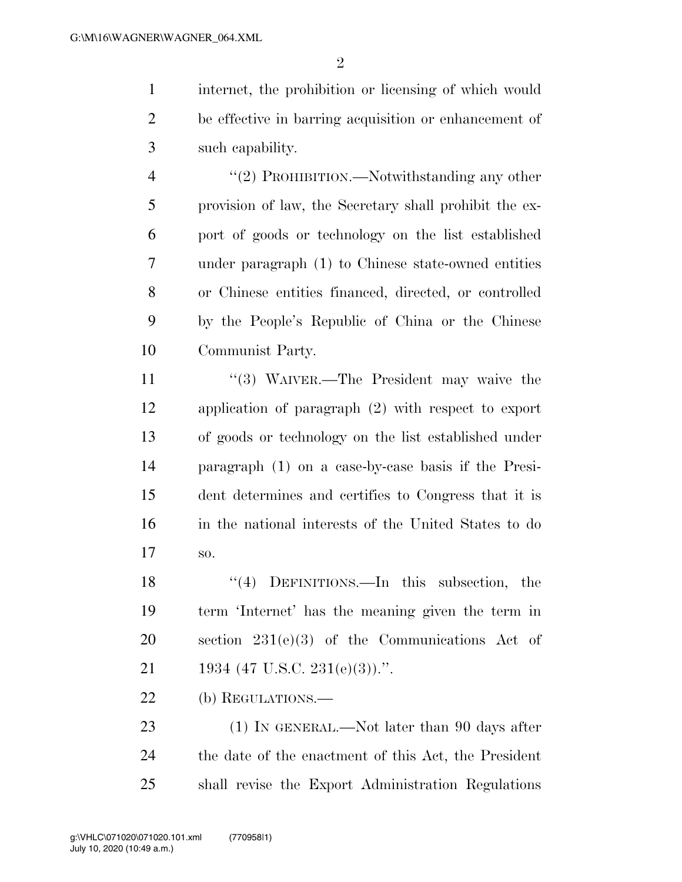internet, the prohibition or licensing of which would be effective in barring acquisition or enhancement of such capability.

"(2) PROHIBITION.—Notwithstanding any other provision of law, the Secretary shall prohibit the export of goods or technology on the list established under paragraph (1) to Chinese state-owned entities or Chinese entities financed, directed, or controlled by the People's Republic of China or the Chinese Communist Party.

"(3) WAIVER.—The President may waive the application of paragraph (2) with respect to export of goods or technology on the list established under paragraph (1) on a case-by-case basis if the President determines and certifies to Congress that it is in the national interests of the United States to do so.

"(4) DEFINITIONS.—In this subsection, the term 'Internet' has the meaning given the term in section 231(e)(3) of the Communications Act of 1934 (47 U.S.C. 231(e)(3)).".

(b) REGULATIONS.—

(1) IN GENERAL.—Not later than 90 days after the date of the enactment of this Act, the President shall revise the Export Administration Regulations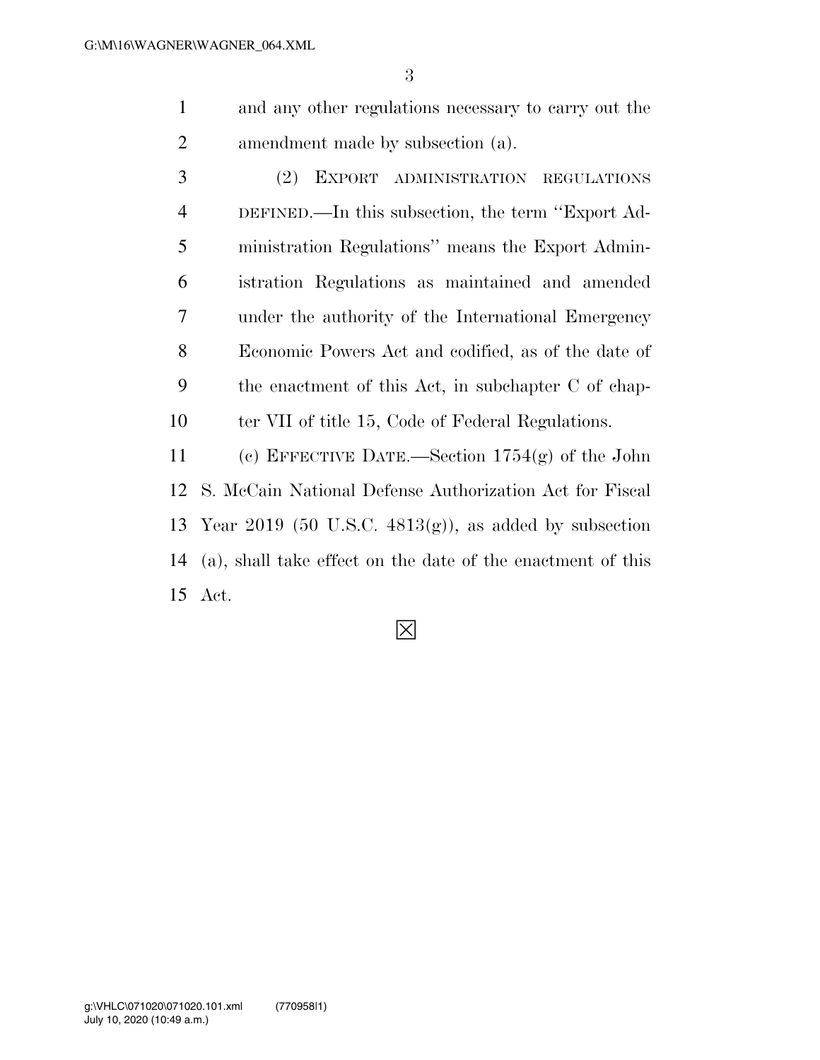and any other regulations necessary to carry out the amendment made by subsection (a).

(2) EXPORT ADMINISTRATION REGULATIONS DEFINED.—In this subsection, the term ''Export Administration Regulations'' means the Export Administration Regulations as maintained and amended under the authority of the International Emergency Economic Powers Act and codified, as of the date of the enactment of this Act, in subchapter C of chapter VII of title 15, Code of Federal Regulations.

(c) EFFECTIVE DATE.—Section 1754(g) of the John S. McCain National Defense Authorization Act for Fiscal Year 2019 (50 U.S.C. 4813(g)), as added by subsection (a), shall take effect on the date of the enactment of this Act.

☒